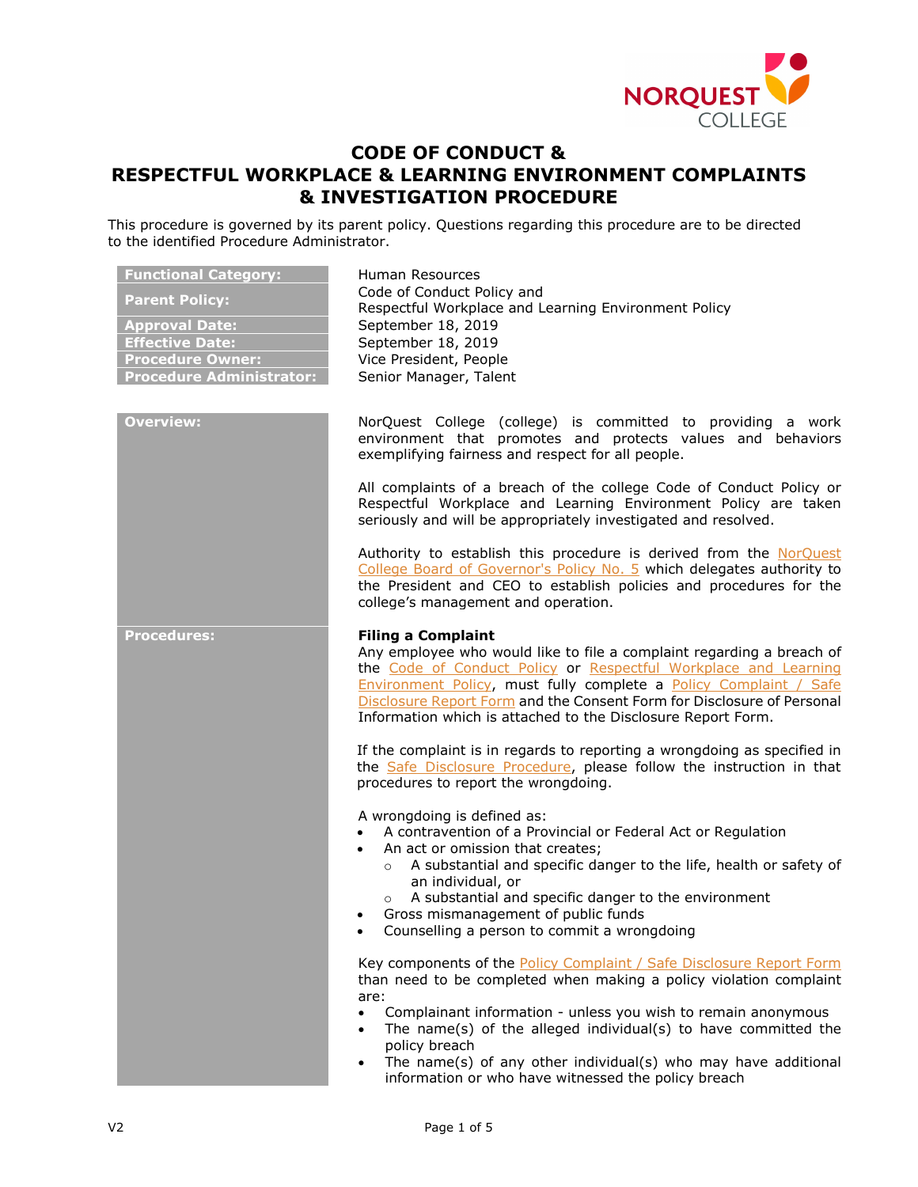# CODE OF CONDUCT & RESPECTFUL WORKPLACE & LEARNING ENVIRONMENT COMPLAINTS & INVESTIGATION PROCEDURE

This procedure is governed by its parent policy. Questions regarding this procedure are to be directed to the identified Procedure Administrator.

| | |
|---|---|
| **Functional Category:** | Human Resources |
| **Parent Policy:** | Code of Conduct Policy and Respectful Workplace and Learning Environment Policy |
| **Approval Date:** | September 18, 2019 |
| **Effective Date:** | September 18, 2019 |
| **Procedure Owner:** | Vice President, People |
| **Procedure Administrator:** | Senior Manager, Talent |

## Overview:

NorQuest College (college) is committed to providing a work environment that promotes and protects values and behaviors exemplifying fairness and respect for all people.

All complaints of a breach of the college Code of Conduct Policy or Respectful Workplace and Learning Environment Policy are taken seriously and will be appropriately investigated and resolved.

Authority to establish this procedure is derived from the NorQuest College Board of Governor's Policy No. 5 which delegates authority to the President and CEO to establish policies and procedures for the college's management and operation.

## Procedures:

**Filing a Complaint**

Any employee who would like to file a complaint regarding a breach of the Code of Conduct Policy or Respectful Workplace and Learning Environment Policy, must fully complete a Policy Complaint / Safe Disclosure Report Form and the Consent Form for Disclosure of Personal Information which is attached to the Disclosure Report Form.

If the complaint is in regards to reporting a wrongdoing as specified in the Safe Disclosure Procedure, please follow the instruction in that procedures to report the wrongdoing.

A wrongdoing is defined as:

- A contravention of a Provincial or Federal Act or Regulation
- An act or omission that creates;
  - A substantial and specific danger to the life, health or safety of an individual, or
  - A substantial and specific danger to the environment
- Gross mismanagement of public funds
- Counselling a person to commit a wrongdoing

Key components of the Policy Complaint / Safe Disclosure Report Form than need to be completed when making a policy violation complaint are:

- Complainant information - unless you wish to remain anonymous
- The name(s) of the alleged individual(s) to have committed the policy breach
- The name(s) of any other individual(s) who may have additional information or who have witnessed the policy breach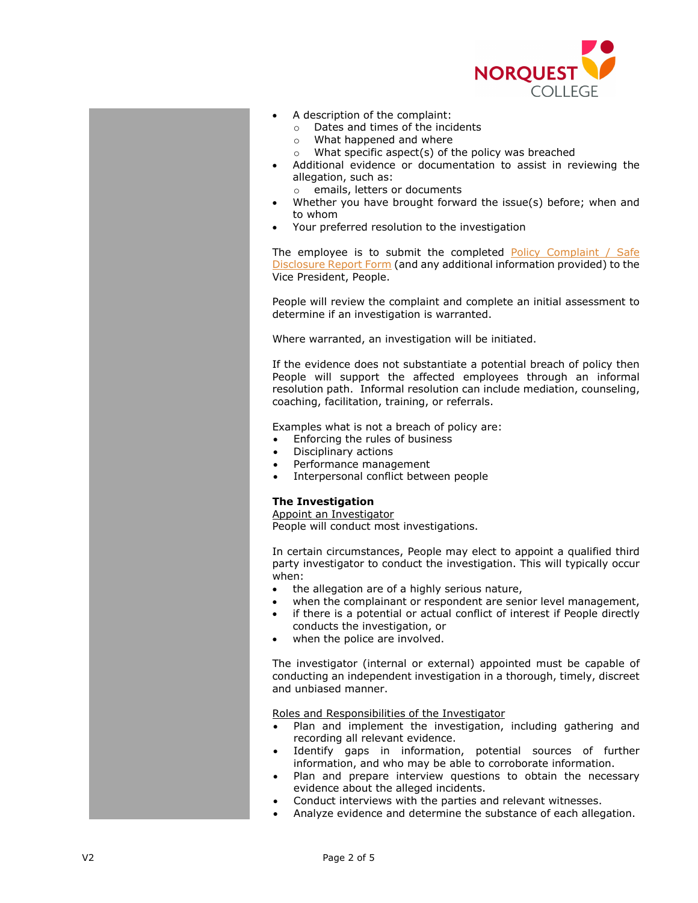- A description of the complaint:
  - Dates and times of the incidents
  - What happened and where
  - What specific aspect(s) of the policy was breached
- Additional evidence or documentation to assist in reviewing the allegation, such as:
  - emails, letters or documents
- Whether you have brought forward the issue(s) before; when and to whom
- Your preferred resolution to the investigation

The employee is to submit the completed Policy Complaint / Safe Disclosure Report Form (and any additional information provided) to the Vice President, People.

People will review the complaint and complete an initial assessment to determine if an investigation is warranted.

Where warranted, an investigation will be initiated.

If the evidence does not substantiate a potential breach of policy then People will support the affected employees through an informal resolution path. Informal resolution can include mediation, counseling, coaching, facilitation, training, or referrals.

Examples what is not a breach of policy are:

- Enforcing the rules of business
- Disciplinary actions
- Performance management
- Interpersonal conflict between people

**The Investigation**

Appoint an Investigator

People will conduct most investigations.

In certain circumstances, People may elect to appoint a qualified third party investigator to conduct the investigation. This will typically occur when:

- the allegation are of a highly serious nature,
- when the complainant or respondent are senior level management,
- if there is a potential or actual conflict of interest if People directly conducts the investigation, or
- when the police are involved.

The investigator (internal or external) appointed must be capable of conducting an independent investigation in a thorough, timely, discreet and unbiased manner.

Roles and Responsibilities of the Investigator

- Plan and implement the investigation, including gathering and recording all relevant evidence.
- Identify gaps in information, potential sources of further information, and who may be able to corroborate information.
- Plan and prepare interview questions to obtain the necessary evidence about the alleged incidents.
- Conduct interviews with the parties and relevant witnesses.
- Analyze evidence and determine the substance of each allegation.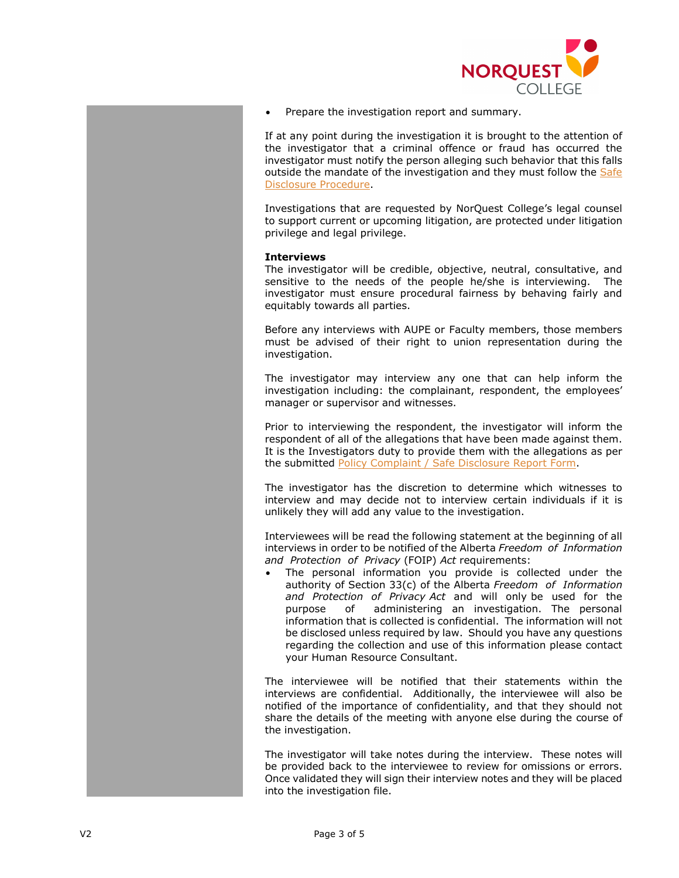- Prepare the investigation report and summary.

If at any point during the investigation it is brought to the attention of the investigator that a criminal offence or fraud has occurred the investigator must notify the person alleging such behavior that this falls outside the mandate of the investigation and they must follow the Safe Disclosure Procedure.

Investigations that are requested by NorQuest College's legal counsel to support current or upcoming litigation, are protected under litigation privilege and legal privilege.

**Interviews**

The investigator will be credible, objective, neutral, consultative, and sensitive to the needs of the people he/she is interviewing. The investigator must ensure procedural fairness by behaving fairly and equitably towards all parties.

Before any interviews with AUPE or Faculty members, those members must be advised of their right to union representation during the investigation.

The investigator may interview any one that can help inform the investigation including: the complainant, respondent, the employees' manager or supervisor and witnesses.

Prior to interviewing the respondent, the investigator will inform the respondent of all of the allegations that have been made against them. It is the Investigators duty to provide them with the allegations as per the submitted Policy Complaint / Safe Disclosure Report Form.

The investigator has the discretion to determine which witnesses to interview and may decide not to interview certain individuals if it is unlikely they will add any value to the investigation.

Interviewees will be read the following statement at the beginning of all interviews in order to be notified of the Alberta *Freedom of Information and Protection of Privacy* (FOIP) *Act* requirements:

- The personal information you provide is collected under the authority of Section 33(c) of the Alberta *Freedom of Information and Protection of Privacy Act* and will only be used for the purpose of administering an investigation. The personal information that is collected is confidential. The information will not be disclosed unless required by law. Should you have any questions regarding the collection and use of this information please contact your Human Resource Consultant.

The interviewee will be notified that their statements within the interviews are confidential. Additionally, the interviewee will also be notified of the importance of confidentiality, and that they should not share the details of the meeting with anyone else during the course of the investigation.

The investigator will take notes during the interview. These notes will be provided back to the interviewee to review for omissions or errors. Once validated they will sign their interview notes and they will be placed into the investigation file.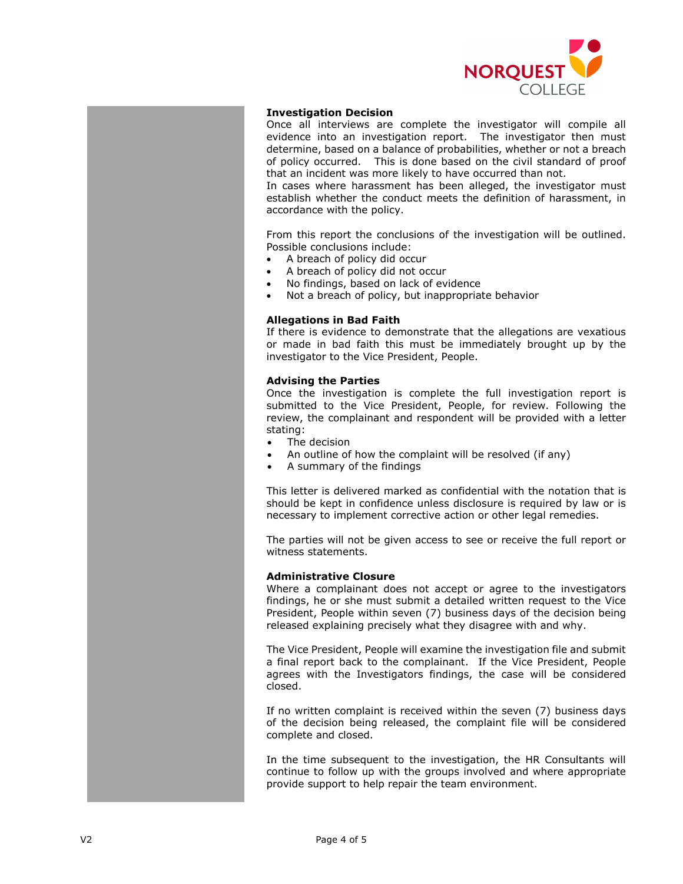**Investigation Decision**

Once all interviews are complete the investigator will compile all evidence into an investigation report. The investigator then must determine, based on a balance of probabilities, whether or not a breach of policy occurred. This is done based on the civil standard of proof that an incident was more likely to have occurred than not.

In cases where harassment has been alleged, the investigator must establish whether the conduct meets the definition of harassment, in accordance with the policy.

From this report the conclusions of the investigation will be outlined. Possible conclusions include:

- A breach of policy did occur
- A breach of policy did not occur
- No findings, based on lack of evidence
- Not a breach of policy, but inappropriate behavior

**Allegations in Bad Faith**

If there is evidence to demonstrate that the allegations are vexatious or made in bad faith this must be immediately brought up by the investigator to the Vice President, People.

**Advising the Parties**

Once the investigation is complete the full investigation report is submitted to the Vice President, People, for review. Following the review, the complainant and respondent will be provided with a letter stating:

- The decision
- An outline of how the complaint will be resolved (if any)
- A summary of the findings

This letter is delivered marked as confidential with the notation that is should be kept in confidence unless disclosure is required by law or is necessary to implement corrective action or other legal remedies.

The parties will not be given access to see or receive the full report or witness statements.

**Administrative Closure**

Where a complainant does not accept or agree to the investigators findings, he or she must submit a detailed written request to the Vice President, People within seven (7) business days of the decision being released explaining precisely what they disagree with and why.

The Vice President, People will examine the investigation file and submit a final report back to the complainant. If the Vice President, People agrees with the Investigators findings, the case will be considered closed.

If no written complaint is received within the seven (7) business days of the decision being released, the complaint file will be considered complete and closed.

In the time subsequent to the investigation, the HR Consultants will continue to follow up with the groups involved and where appropriate provide support to help repair the team environment.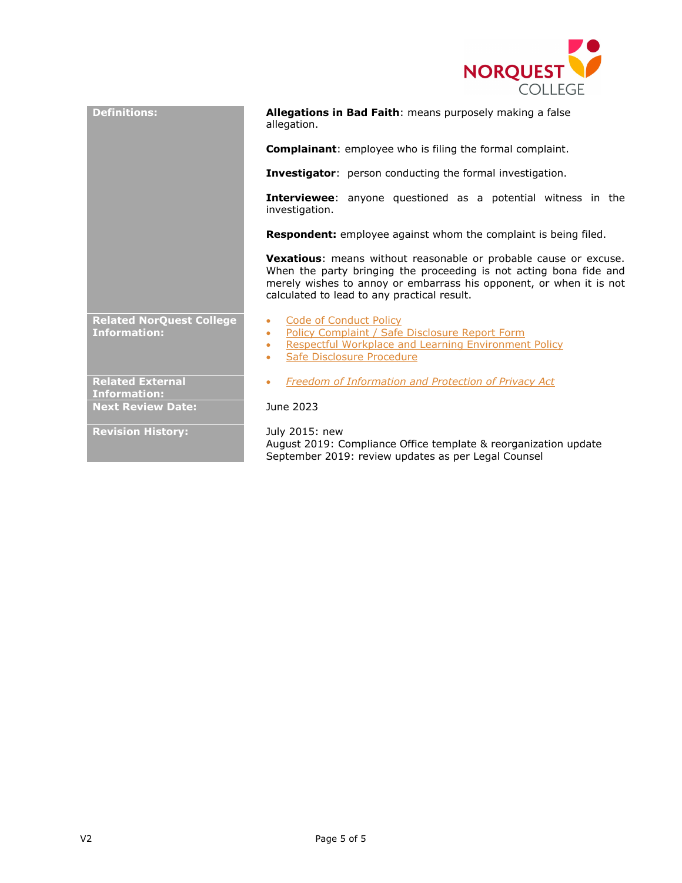| | |
|---|---|
| **Definitions:** | **Allegations in Bad Faith**: means purposely making a false allegation.<br><br>**Complainant**: employee who is filing the formal complaint.<br><br>**Investigator**: person conducting the formal investigation.<br><br>**Interviewee**: anyone questioned as a potential witness in the investigation.<br><br>**Respondent:** employee against whom the complaint is being filed.<br><br>**Vexatious**: means without reasonable or probable cause or excuse. When the party bringing the proceeding is not acting bona fide and merely wishes to annoy or embarrass his opponent, or when it is not calculated to lead to any practical result. |
| **Related NorQuest College Information:** | • Code of Conduct Policy<br>• Policy Complaint / Safe Disclosure Report Form<br>• Respectful Workplace and Learning Environment Policy<br>• Safe Disclosure Procedure |
| **Related External Information:** | • *Freedom of Information and Protection of Privacy Act* |
| **Next Review Date:** | June 2023 |
| **Revision History:** | July 2015: new<br>August 2019: Compliance Office template & reorganization update<br>September 2019: review updates as per Legal Counsel |

V2